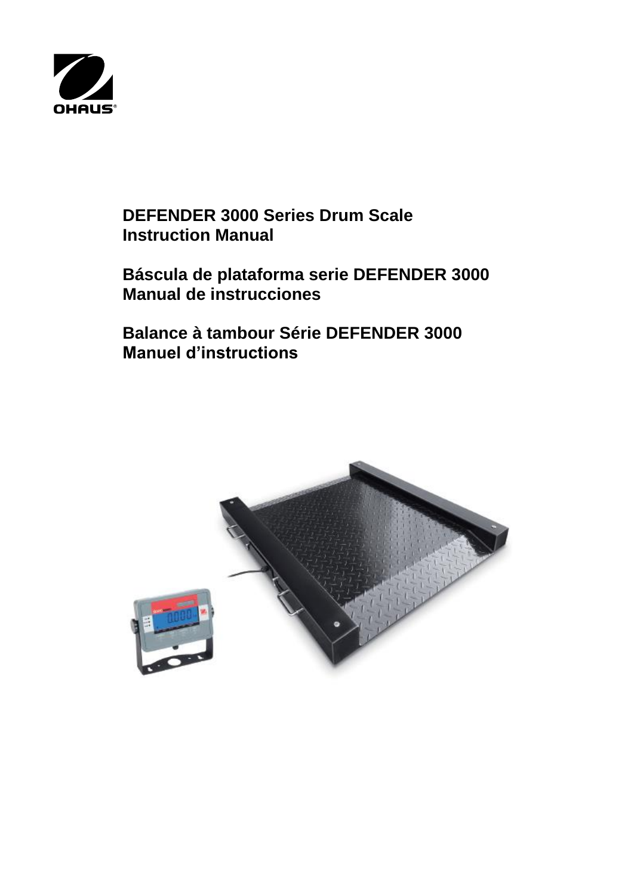**DEFENDER 3000 Series Drum Scale**
**Instruction Manual**

**Báscula de plataforma serie DEFENDER 3000**
**Manual de instrucciones**

**Balance à tambour Série DEFENDER 3000**
**Manuel d'instructions**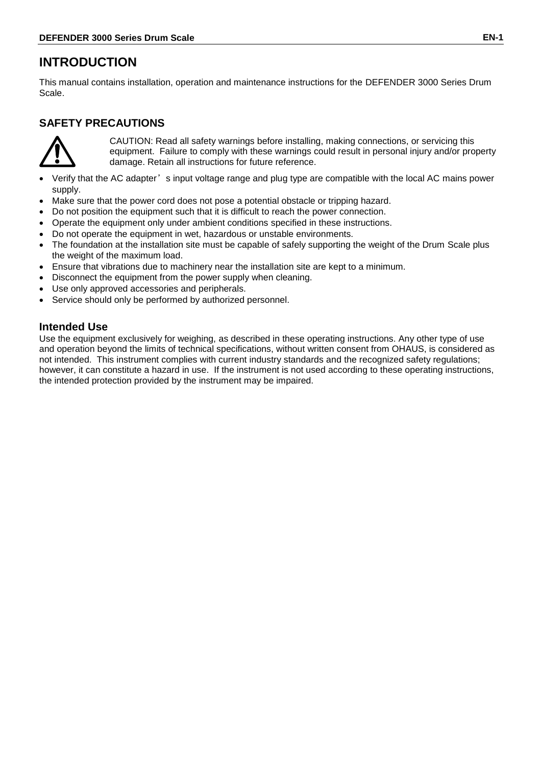# INTRODUCTION

This manual contains installation, operation and maintenance instructions for the DEFENDER 3000 Series Drum Scale.

## SAFETY PRECAUTIONS

CAUTION: Read all safety warnings before installing, making connections, or servicing this equipment. Failure to comply with these warnings could result in personal injury and/or property damage. Retain all instructions for future reference.

- Verify that the AC adapter's input voltage range and plug type are compatible with the local AC mains power supply.
- Make sure that the power cord does not pose a potential obstacle or tripping hazard.
- Do not position the equipment such that it is difficult to reach the power connection.
- Operate the equipment only under ambient conditions specified in these instructions.
- Do not operate the equipment in wet, hazardous or unstable environments.
- The foundation at the installation site must be capable of safely supporting the weight of the Drum Scale plus the weight of the maximum load.
- Ensure that vibrations due to machinery near the installation site are kept to a minimum.
- Disconnect the equipment from the power supply when cleaning.
- Use only approved accessories and peripherals.
- Service should only be performed by authorized personnel.

### Intended Use

Use the equipment exclusively for weighing, as described in these operating instructions. Any other type of use and operation beyond the limits of technical specifications, without written consent from OHAUS, is considered as not intended. This instrument complies with current industry standards and the recognized safety regulations; however, it can constitute a hazard in use. If the instrument is not used according to these operating instructions, the intended protection provided by the instrument may be impaired.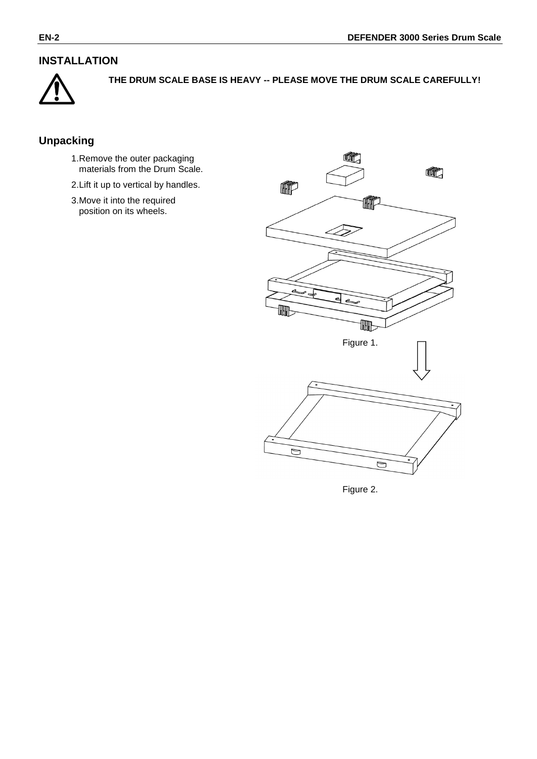## INSTALLATION

**THE DRUM SCALE BASE IS HEAVY -- PLEASE MOVE THE DRUM SCALE CAREFULLY!**

### Unpacking

1. Remove the outer packaging materials from the Drum Scale.
2. Lift it up to vertical by handles.
3. Move it into the required position on its wheels.

Figure 1.

Figure 2.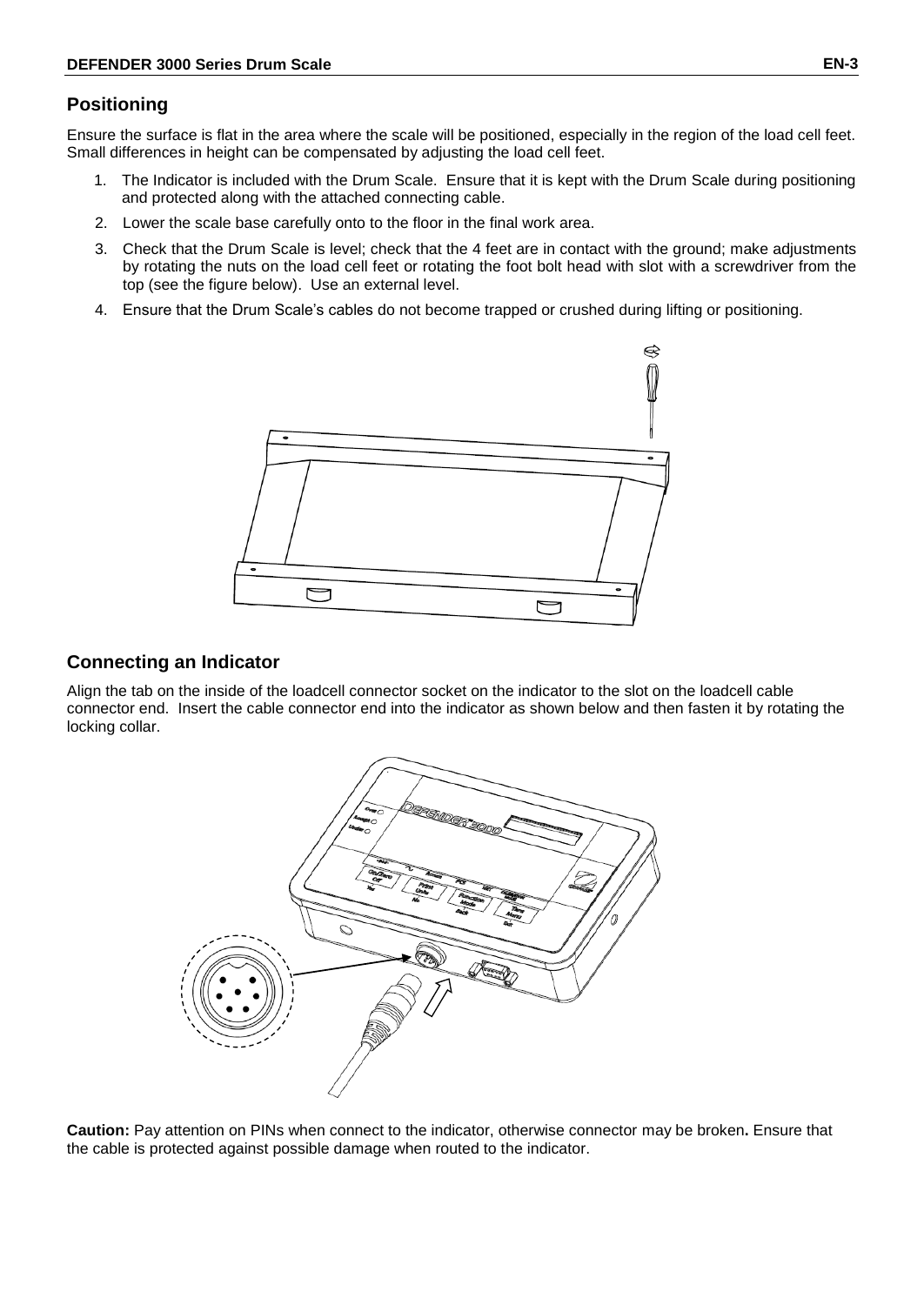## Positioning

Ensure the surface is flat in the area where the scale will be positioned, especially in the region of the load cell feet. Small differences in height can be compensated by adjusting the load cell feet.

1. The Indicator is included with the Drum Scale. Ensure that it is kept with the Drum Scale during positioning and protected along with the attached connecting cable.
2. Lower the scale base carefully onto to the floor in the final work area.
3. Check that the Drum Scale is level; check that the 4 feet are in contact with the ground; make adjustments by rotating the nuts on the load cell feet or rotating the foot bolt head with slot with a screwdriver from the top (see the figure below). Use an external level.
4. Ensure that the Drum Scale's cables do not become trapped or crushed during lifting or positioning.

## Connecting an Indicator

Align the tab on the inside of the loadcell connector socket on the indicator to the slot on the loadcell cable connector end. Insert the cable connector end into the indicator as shown below and then fasten it by rotating the locking collar.

**Caution:** Pay attention on PINs when connect to the indicator, otherwise connector may be broken**.** Ensure that the cable is protected against possible damage when routed to the indicator.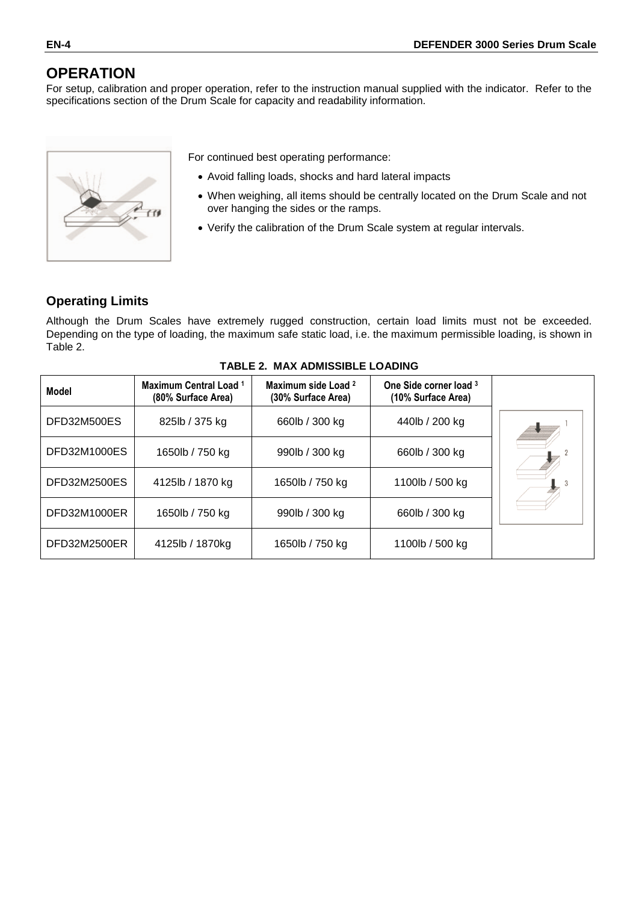# OPERATION

For setup, calibration and proper operation, refer to the instruction manual supplied with the indicator. Refer to the specifications section of the Drum Scale for capacity and readability information.

For continued best operating performance:

- Avoid falling loads, shocks and hard lateral impacts
- When weighing, all items should be centrally located on the Drum Scale and not over hanging the sides or the ramps.
- Verify the calibration of the Drum Scale system at regular intervals.

## Operating Limits

Although the Drum Scales have extremely rugged construction, certain load limits must not be exceeded. Depending on the type of loading, the maximum safe static load, i.e. the maximum permissible loading, is shown in Table 2.

**TABLE 2. MAX ADMISSIBLE LOADING**

| Model | Maximum Central Load [1] (80% Surface Area) | Maximum side Load [2] (30% Surface Area) | One Side corner load [3] (10% Surface Area) |
|---|---|---|---|
| DFD32M500ES | 825lb / 375 kg | 660lb / 300 kg | 440lb / 200 kg |
| DFD32M1000ES | 1650lb / 750 kg | 990lb / 300 kg | 660lb / 300 kg |
| DFD32M2500ES | 4125lb / 1870 kg | 1650lb / 750 kg | 1100lb / 500 kg |
| DFD32M1000ER | 1650lb / 750 kg | 990lb / 300 kg | 660lb / 300 kg |
| DFD32M2500ER | 4125lb / 1870kg | 1650lb / 750 kg | 1100lb / 500 kg |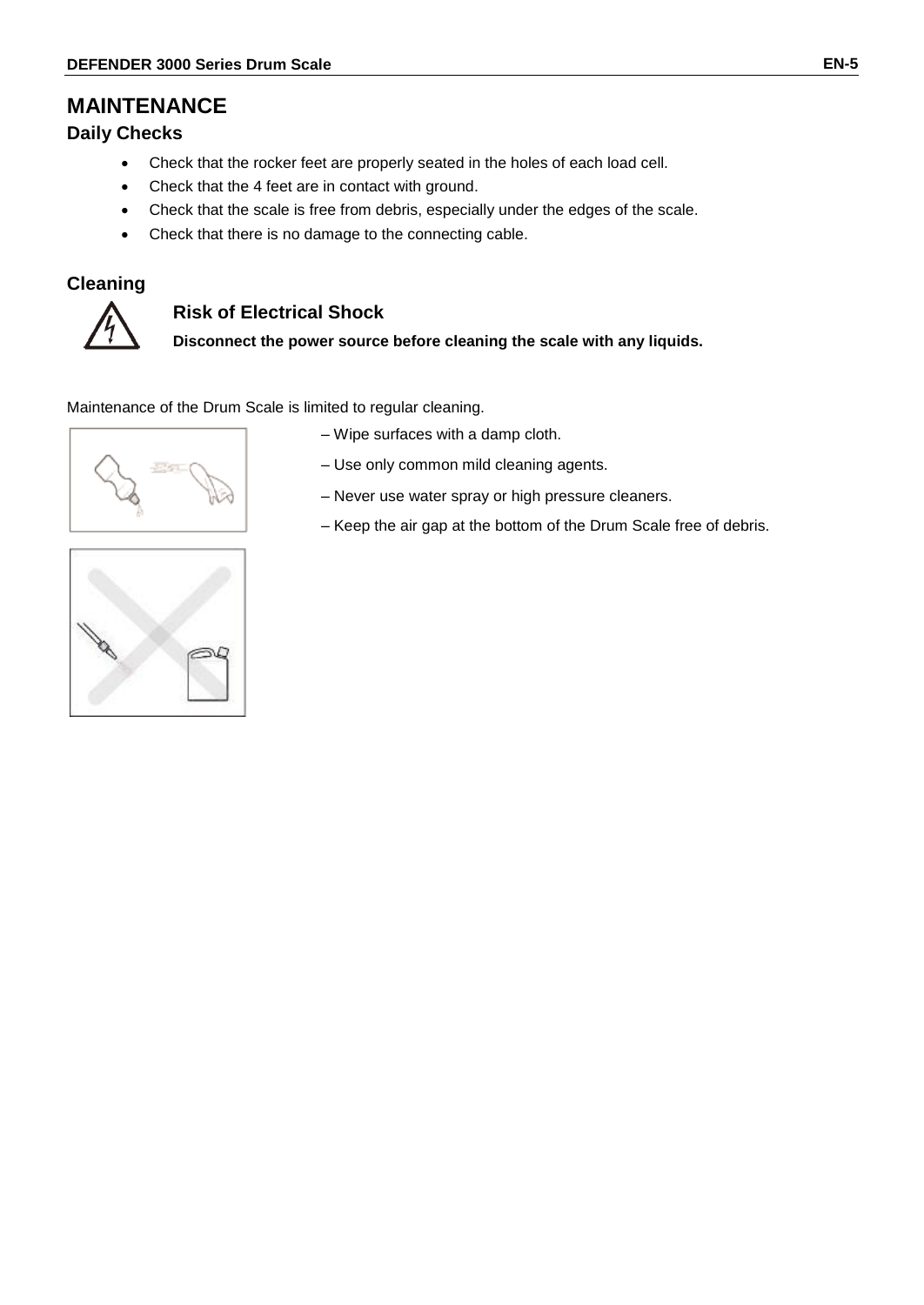# MAINTENANCE

## Daily Checks

- Check that the rocker feet are properly seated in the holes of each load cell.
- Check that the 4 feet are in contact with ground.
- Check that the scale is free from debris, especially under the edges of the scale.
- Check that there is no damage to the connecting cable.

## Cleaning

### Risk of Electrical Shock

**Disconnect the power source before cleaning the scale with any liquids.**

Maintenance of the Drum Scale is limited to regular cleaning.

– Wipe surfaces with a damp cloth.

– Use only common mild cleaning agents.

– Never use water spray or high pressure cleaners.

– Keep the air gap at the bottom of the Drum Scale free of debris.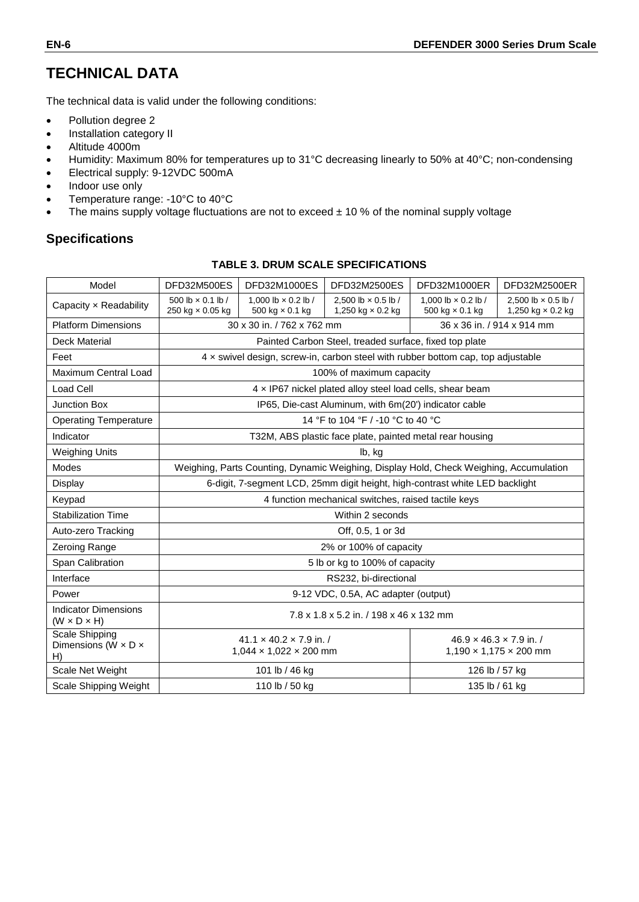# TECHNICAL DATA

The technical data is valid under the following conditions:

- Pollution degree 2
- Installation category II
- Altitude 4000m
- Humidity: Maximum 80% for temperatures up to 31°C decreasing linearly to 50% at 40°C; non-condensing
- Electrical supply: 9-12VDC 500mA
- Indoor use only
- Temperature range: -10°C to 40°C
- The mains supply voltage fluctuations are not to exceed ± 10 % of the nominal supply voltage

## Specifications

**TABLE 3. DRUM SCALE SPECIFICATIONS**

| Model | DFD32M500ES | DFD32M1000ES | DFD32M2500ES | DFD32M1000ER | DFD32M2500ER |
|---|---|---|---|---|---|
| Capacity × Readability | 500 lb × 0.1 lb / 250 kg × 0.05 kg | 1,000 lb × 0.2 lb / 500 kg × 0.1 kg | 2,500 lb × 0.5 lb / 1,250 kg × 0.2 kg | 1,000 lb × 0.2 lb / 500 kg × 0.1 kg | 2,500 lb × 0.5 lb / 1,250 kg × 0.2 kg |
| Platform Dimensions | 30 x 30 in. / 762 x 762 mm | | | 36 x 36 in. / 914 x 914 mm | |
| Deck Material | Painted Carbon Steel, treaded surface, fixed top plate | | | | |
| Feet | 4 × swivel design, screw-in, carbon steel with rubber bottom cap, top adjustable | | | | |
| Maximum Central Load | 100% of maximum capacity | | | | |
| Load Cell | 4 × IP67 nickel plated alloy steel load cells, shear beam | | | | |
| Junction Box | IP65, Die-cast Aluminum, with 6m(20') indicator cable | | | | |
| Operating Temperature | 14 °F to 104 °F / -10 °C to 40 °C | | | | |
| Indicator | T32M, ABS plastic face plate, painted metal rear housing | | | | |
| Weighing Units | lb, kg | | | | |
| Modes | Weighing, Parts Counting, Dynamic Weighing, Display Hold, Check Weighing, Accumulation | | | | |
| Display | 6-digit, 7-segment LCD, 25mm digit height, high-contrast white LED backlight | | | | |
| Keypad | 4 function mechanical switches, raised tactile keys | | | | |
| Stabilization Time | Within 2 seconds | | | | |
| Auto-zero Tracking | Off, 0.5, 1 or 3d | | | | |
| Zeroing Range | 2% or 100% of capacity | | | | |
| Span Calibration | 5 lb or kg to 100% of capacity | | | | |
| Interface | RS232, bi-directional | | | | |
| Power | 9-12 VDC, 0.5A, AC adapter (output) | | | | |
| Indicator Dimensions (W × D × H) | 7.8 x 1.8 x 5.2 in. / 198 x 46 x 132 mm | | | | |
| Scale Shipping Dimensions (W × D × H) | 41.1 × 40.2 × 7.9 in. / 1,044 × 1,022 × 200 mm | | | 46.9 × 46.3 × 7.9 in. / 1,190 × 1,175 × 200 mm | |
| Scale Net Weight | 101 lb / 46 kg | | | 126 lb / 57 kg | |
| Scale Shipping Weight | 110 lb / 50 kg | | | 135 lb / 61 kg | |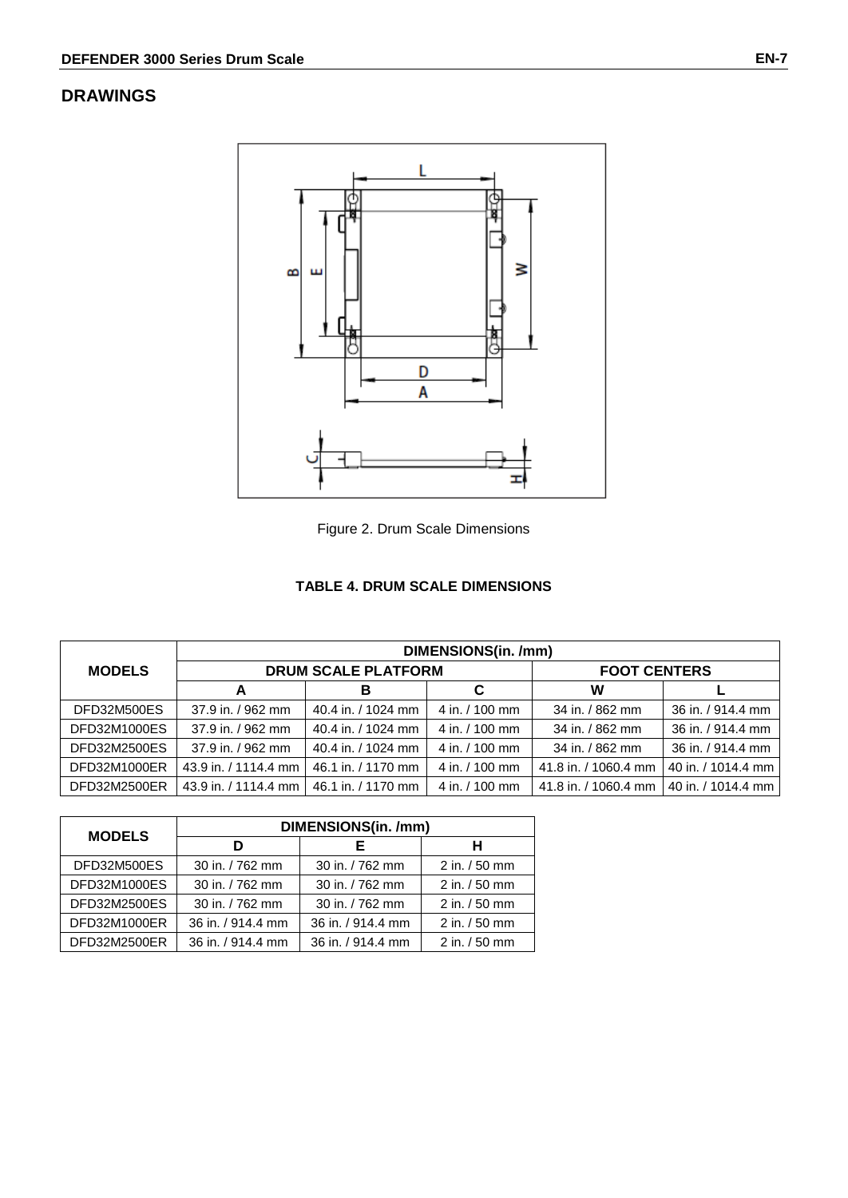## DRAWINGS

Figure 2. Drum Scale Dimensions

**TABLE 4. DRUM SCALE DIMENSIONS**

| MODELS | DIMENSIONS(in. /mm) | | | | |
|---|---|---|---|---|---|
| | DRUM SCALE PLATFORM | | | FOOT CENTERS | |
| | A | B | C | W | L |
| DFD32M500ES | 37.9 in. / 962 mm | 40.4 in. / 1024 mm | 4 in. / 100 mm | 34 in. / 862 mm | 36 in. / 914.4 mm |
| DFD32M1000ES | 37.9 in. / 962 mm | 40.4 in. / 1024 mm | 4 in. / 100 mm | 34 in. / 862 mm | 36 in. / 914.4 mm |
| DFD32M2500ES | 37.9 in. / 962 mm | 40.4 in. / 1024 mm | 4 in. / 100 mm | 34 in. / 862 mm | 36 in. / 914.4 mm |
| DFD32M1000ER | 43.9 in. / 1114.4 mm | 46.1 in. / 1170 mm | 4 in. / 100 mm | 41.8 in. / 1060.4 mm | 40 in. / 1014.4 mm |
| DFD32M2500ER | 43.9 in. / 1114.4 mm | 46.1 in. / 1170 mm | 4 in. / 100 mm | 41.8 in. / 1060.4 mm | 40 in. / 1014.4 mm |

| MODELS | DIMENSIONS(in. /mm) | | |
|---|---|---|---|
| | D | E | H |
| DFD32M500ES | 30 in. / 762 mm | 30 in. / 762 mm | 2 in. / 50 mm |
| DFD32M1000ES | 30 in. / 762 mm | 30 in. / 762 mm | 2 in. / 50 mm |
| DFD32M2500ES | 30 in. / 762 mm | 30 in. / 762 mm | 2 in. / 50 mm |
| DFD32M1000ER | 36 in. / 914.4 mm | 36 in. / 914.4 mm | 2 in. / 50 mm |
| DFD32M2500ER | 36 in. / 914.4 mm | 36 in. / 914.4 mm | 2 in. / 50 mm |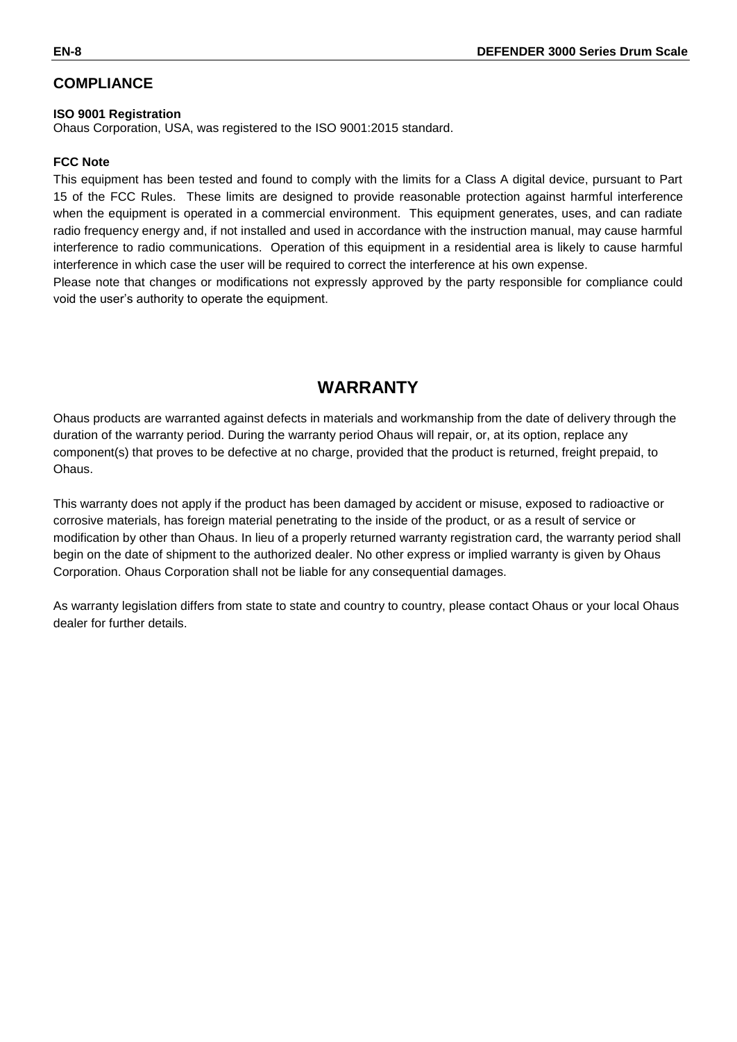## COMPLIANCE

**ISO 9001 Registration**

Ohaus Corporation, USA, was registered to the ISO 9001:2015 standard.

**FCC Note**

This equipment has been tested and found to comply with the limits for a Class A digital device, pursuant to Part 15 of the FCC Rules. These limits are designed to provide reasonable protection against harmful interference when the equipment is operated in a commercial environment. This equipment generates, uses, and can radiate radio frequency energy and, if not installed and used in accordance with the instruction manual, may cause harmful interference to radio communications. Operation of this equipment in a residential area is likely to cause harmful interference in which case the user will be required to correct the interference at his own expense.

Please note that changes or modifications not expressly approved by the party responsible for compliance could void the user's authority to operate the equipment.

# WARRANTY

Ohaus products are warranted against defects in materials and workmanship from the date of delivery through the duration of the warranty period. During the warranty period Ohaus will repair, or, at its option, replace any component(s) that proves to be defective at no charge, provided that the product is returned, freight prepaid, to Ohaus.

This warranty does not apply if the product has been damaged by accident or misuse, exposed to radioactive or corrosive materials, has foreign material penetrating to the inside of the product, or as a result of service or modification by other than Ohaus. In lieu of a properly returned warranty registration card, the warranty period shall begin on the date of shipment to the authorized dealer. No other express or implied warranty is given by Ohaus Corporation. Ohaus Corporation shall not be liable for any consequential damages.

As warranty legislation differs from state to state and country to country, please contact Ohaus or your local Ohaus dealer for further details.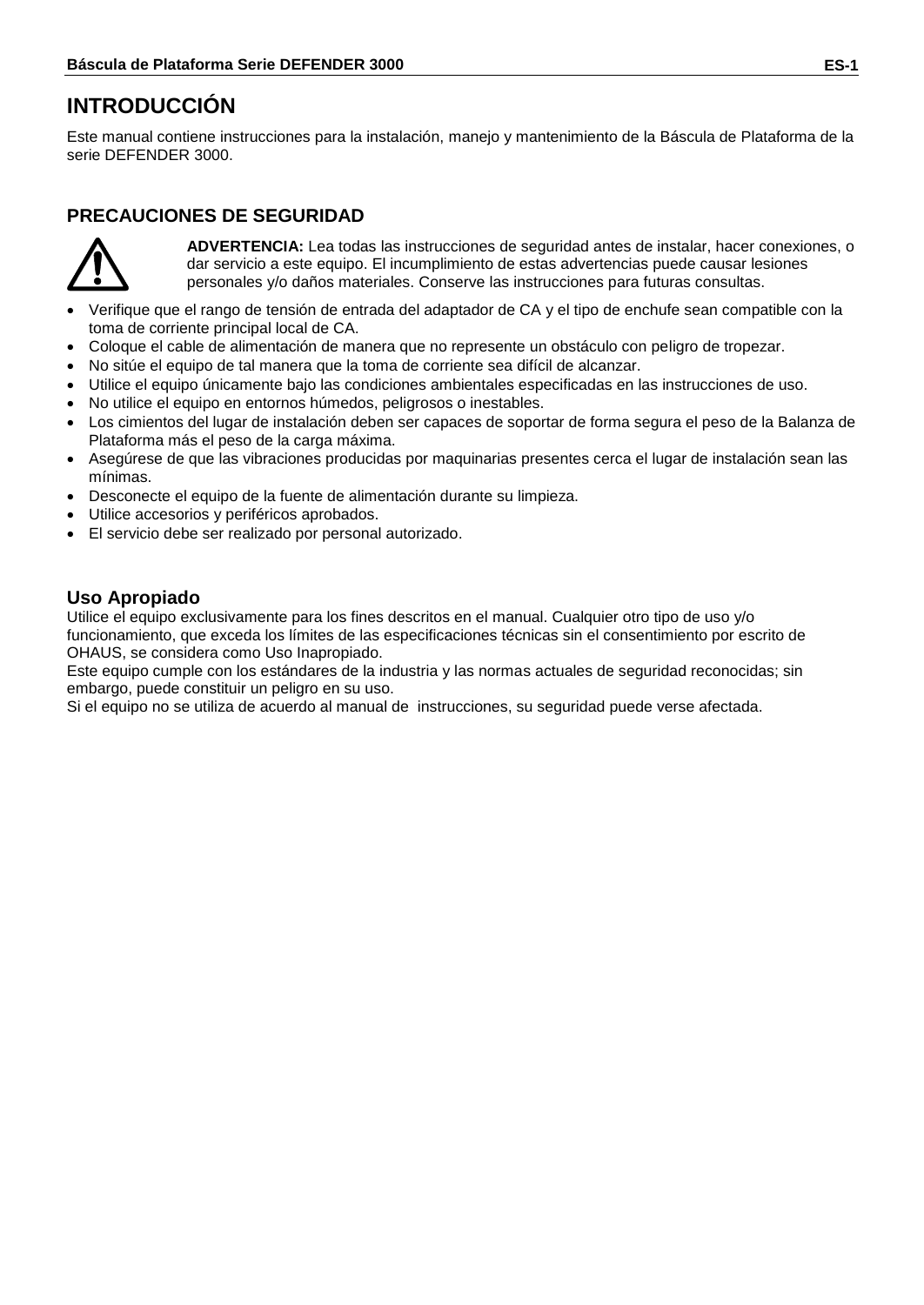# INTRODUCCIÓN

Este manual contiene instrucciones para la instalación, manejo y mantenimiento de la Báscula de Plataforma de la serie DEFENDER 3000.

## PRECAUCIONES DE SEGURIDAD

**ADVERTENCIA:** Lea todas las instrucciones de seguridad antes de instalar, hacer conexiones, o dar servicio a este equipo. El incumplimiento de estas advertencias puede causar lesiones personales y/o daños materiales. Conserve las instrucciones para futuras consultas.

- Verifique que el rango de tensión de entrada del adaptador de CA y el tipo de enchufe sean compatible con la toma de corriente principal local de CA.
- Coloque el cable de alimentación de manera que no represente un obstáculo con peligro de tropezar.
- No sitúe el equipo de tal manera que la toma de corriente sea difícil de alcanzar.
- Utilice el equipo únicamente bajo las condiciones ambientales especificadas en las instrucciones de uso.
- No utilice el equipo en entornos húmedos, peligrosos o inestables.
- Los cimientos del lugar de instalación deben ser capaces de soportar de forma segura el peso de la Balanza de Plataforma más el peso de la carga máxima.
- Asegúrese de que las vibraciones producidas por maquinarias presentes cerca el lugar de instalación sean las mínimas.
- Desconecte el equipo de la fuente de alimentación durante su limpieza.
- Utilice accesorios y periféricos aprobados.
- El servicio debe ser realizado por personal autorizado.

### Uso Apropiado

Utilice el equipo exclusivamente para los fines descritos en el manual. Cualquier otro tipo de uso y/o funcionamiento, que exceda los límites de las especificaciones técnicas sin el consentimiento por escrito de OHAUS, se considera como Uso Inapropiado.
Este equipo cumple con los estándares de la industria y las normas actuales de seguridad reconocidas; sin embargo, puede constituir un peligro en su uso.
Si el equipo no se utiliza de acuerdo al manual de instrucciones, su seguridad puede verse afectada.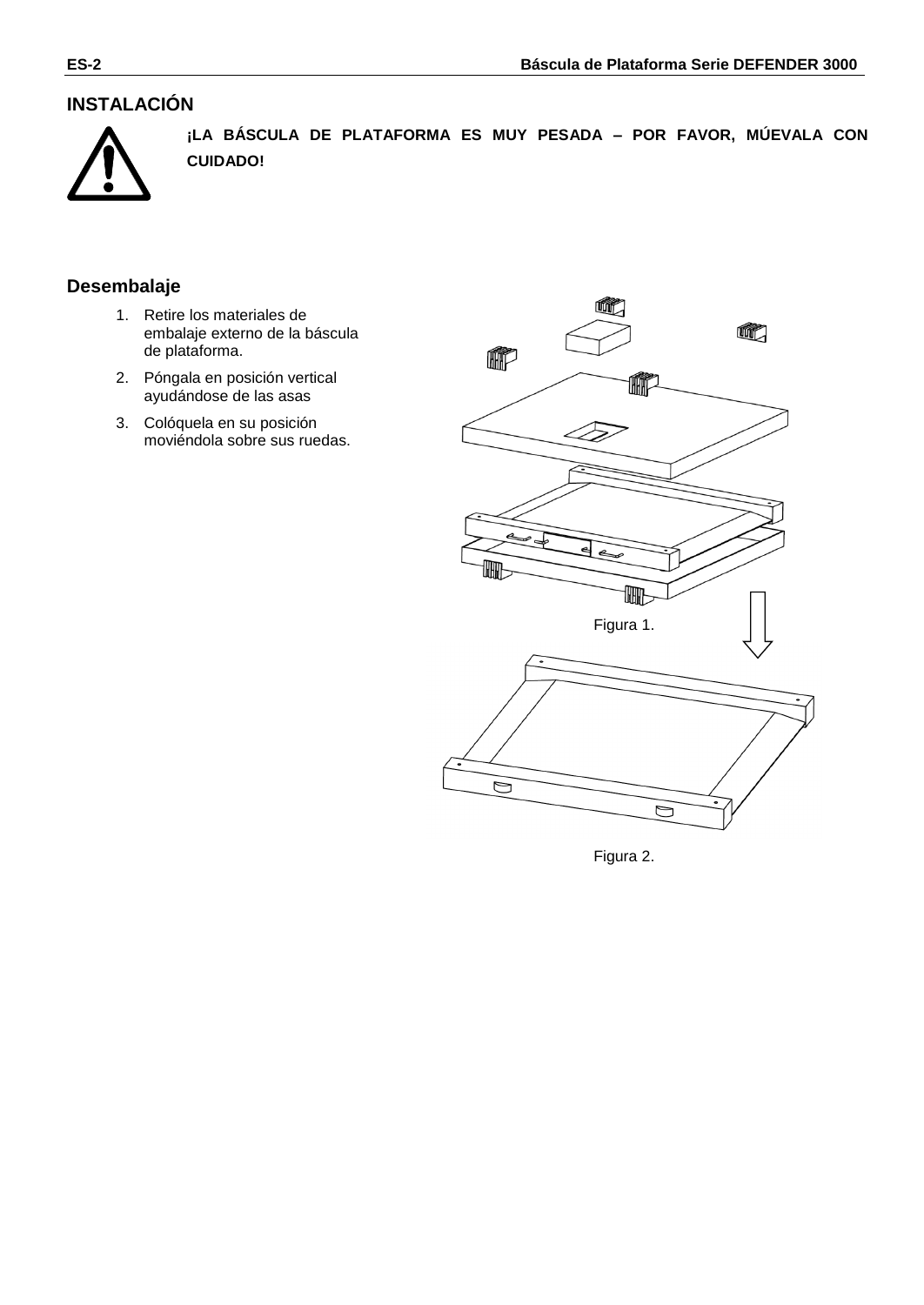# INSTALACIÓN

**¡LA BÁSCULA DE PLATAFORMA ES MUY PESADA – POR FAVOR, MÚEVALA CON CUIDADO!**

## Desembalaje

1. Retire los materiales de embalaje externo de la báscula de plataforma.
2. Póngala en posición vertical ayudándose de las asas
3. Colóquela en su posición moviéndola sobre sus ruedas.

Figura 1.

Figura 2.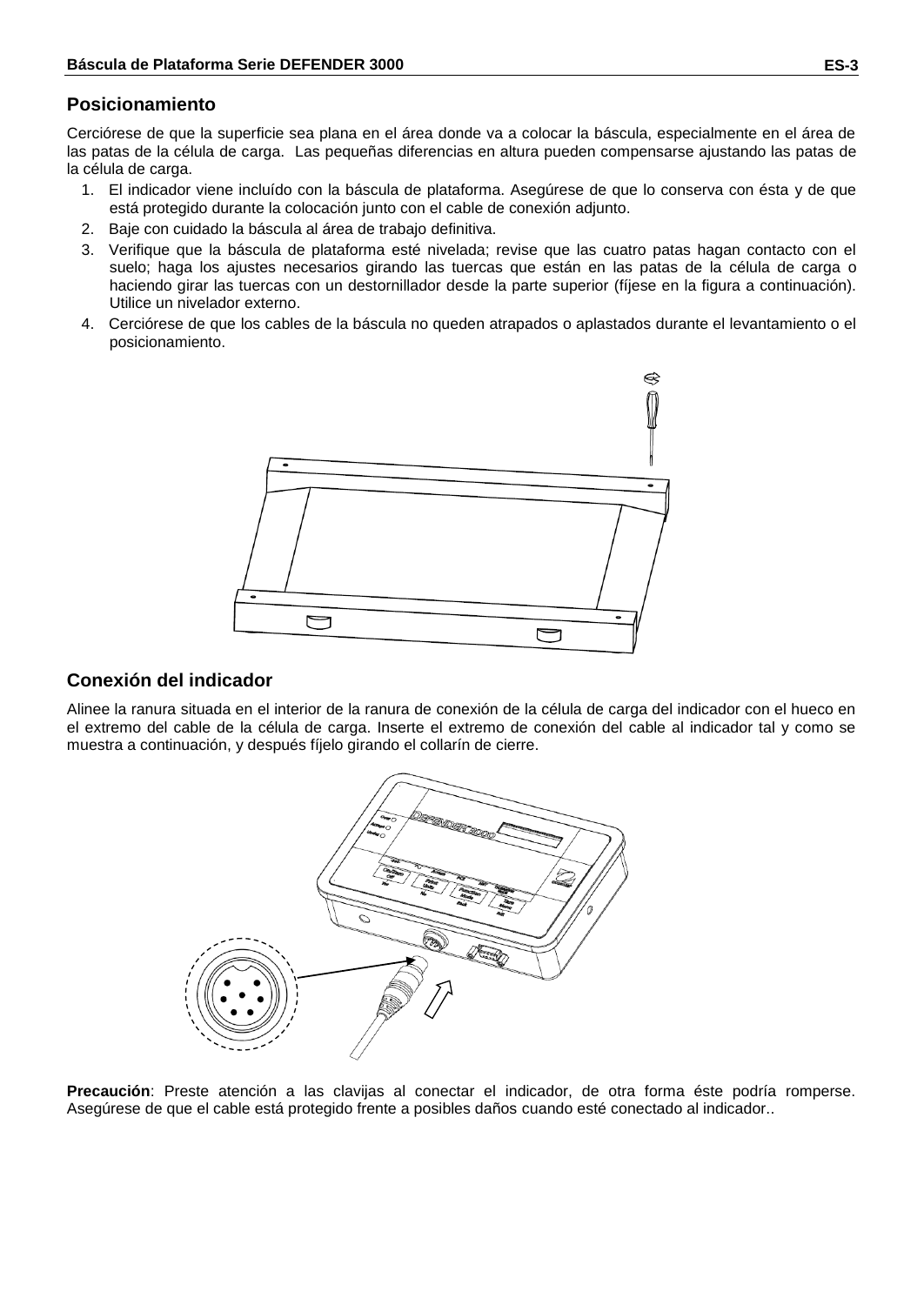## Posicionamiento

Cerciórese de que la superficie sea plana en el área donde va a colocar la báscula, especialmente en el área de las patas de la célula de carga. Las pequeñas diferencias en altura pueden compensarse ajustando las patas de la célula de carga.

1. El indicador viene incluído con la báscula de plataforma. Asegúrese de que lo conserva con ésta y de que está protegido durante la colocación junto con el cable de conexión adjunto.
2. Baje con cuidado la báscula al área de trabajo definitiva.
3. Verifique que la báscula de plataforma esté nivelada; revise que las cuatro patas hagan contacto con el suelo; haga los ajustes necesarios girando las tuercas que están en las patas de la célula de carga o haciendo girar las tuercas con un destornillador desde la parte superior (fíjese en la figura a continuación). Utilice un nivelador externo.
4. Cerciórese de que los cables de la báscula no queden atrapados o aplastados durante el levantamiento o el posicionamiento.

## Conexión del indicador

Alinee la ranura situada en el interior de la ranura de conexión de la célula de carga del indicador con el hueco en el extremo del cable de la célula de carga. Inserte el extremo de conexión del cable al indicador tal y como se muestra a continuación, y después fíjelo girando el collarín de cierre.

**Precaución**: Preste atención a las clavijas al conectar el indicador, de otra forma éste podría romperse. Asegúrese de que el cable está protegido frente a posibles daños cuando esté conectado al indicador..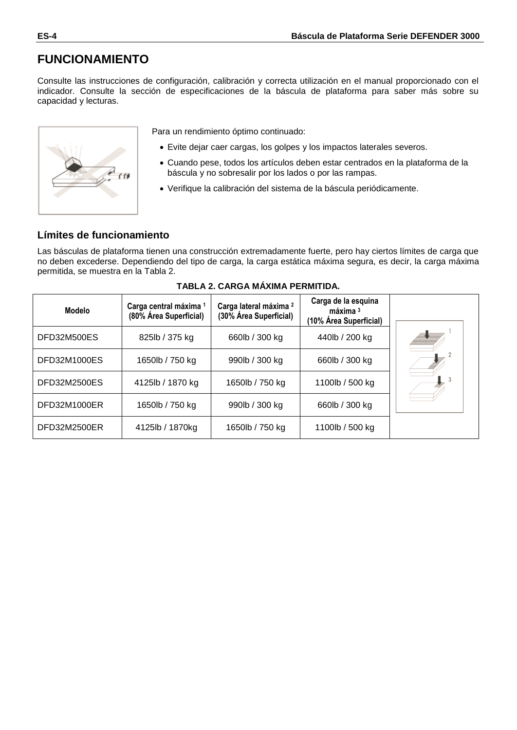# FUNCIONAMIENTO

Consulte las instrucciones de configuración, calibración y correcta utilización en el manual proporcionado con el indicador. Consulte la sección de especificaciones de la báscula de plataforma para saber más sobre su capacidad y lecturas.

Para un rendimiento óptimo continuado:

- Evite dejar caer cargas, los golpes y los impactos laterales severos.
- Cuando pese, todos los artículos deben estar centrados en la plataforma de la báscula y no sobresalir por los lados o por las rampas.
- Verifique la calibración del sistema de la báscula periódicamente.

## Límites de funcionamiento

Las básculas de plataforma tienen una construcción extremadamente fuerte, pero hay ciertos límites de carga que no deben excederse. Dependiendo del tipo de carga, la carga estática máxima segura, es decir, la carga máxima permitida, se muestra en la Tabla 2.

**TABLA 2. CARGA MÁXIMA PERMITIDA.**

| Modelo | Carga central máxima [1] (80% Área Superficial) | Carga lateral máxima [2] (30% Área Superficial) | Carga de la esquina máxima [3] (10% Área Superficial) |
|---|---|---|---|
| DFD32M500ES | 825lb / 375 kg | 660lb / 300 kg | 440lb / 200 kg |
| DFD32M1000ES | 1650lb / 750 kg | 990lb / 300 kg | 660lb / 300 kg |
| DFD32M2500ES | 4125lb / 1870 kg | 1650lb / 750 kg | 1100lb / 500 kg |
| DFD32M1000ER | 1650lb / 750 kg | 990lb / 300 kg | 660lb / 300 kg |
| DFD32M2500ER | 4125lb / 1870kg | 1650lb / 750 kg | 1100lb / 500 kg |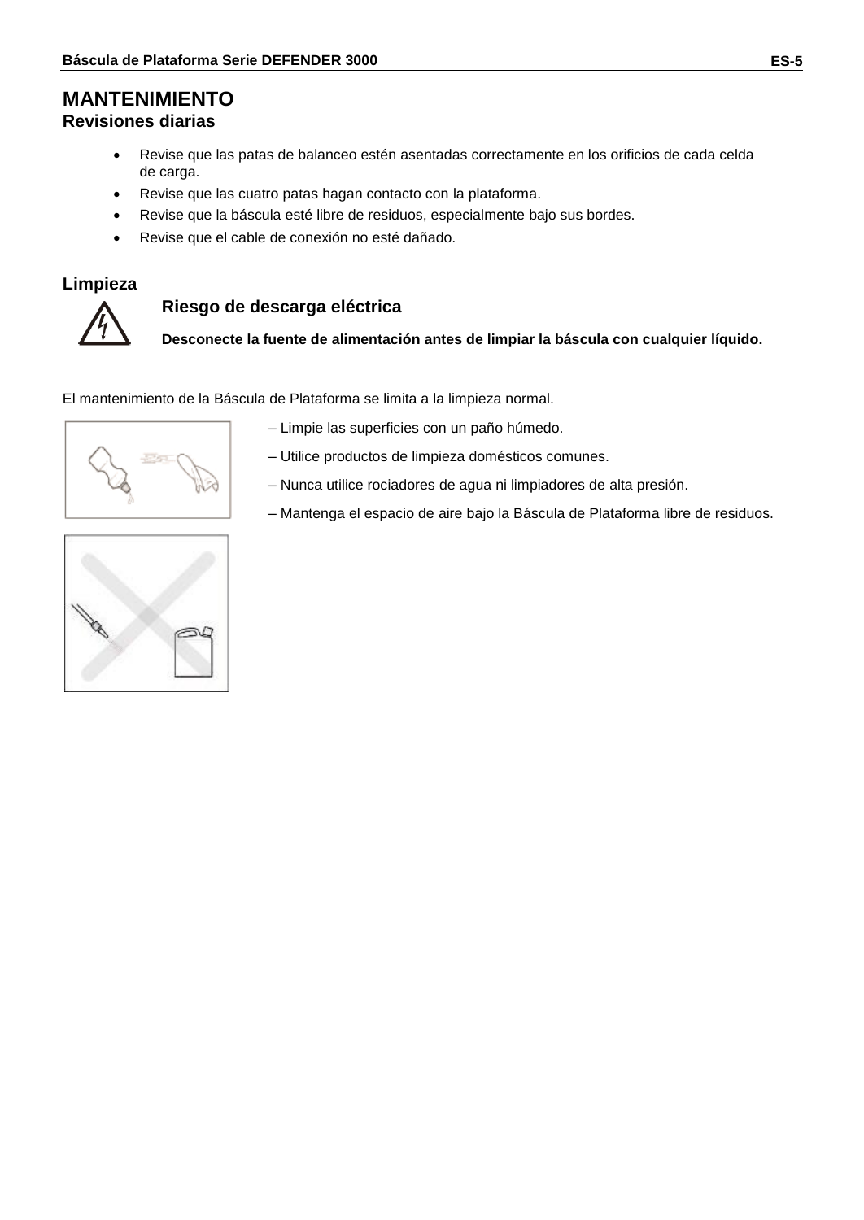# MANTENIMIENTO

## Revisiones diarias

- Revise que las patas de balanceo estén asentadas correctamente en los orificios de cada celda de carga.
- Revise que las cuatro patas hagan contacto con la plataforma.
- Revise que la báscula esté libre de residuos, especialmente bajo sus bordes.
- Revise que el cable de conexión no esté dañado.

## Limpieza

### Riesgo de descarga eléctrica

**Desconecte la fuente de alimentación antes de limpiar la báscula con cualquier líquido.**

El mantenimiento de la Báscula de Plataforma se limita a la limpieza normal.

– Limpie las superficies con un paño húmedo.

– Utilice productos de limpieza domésticos comunes.

– Nunca utilice rociadores de agua ni limpiadores de alta presión.

– Mantenga el espacio de aire bajo la Báscula de Plataforma libre de residuos.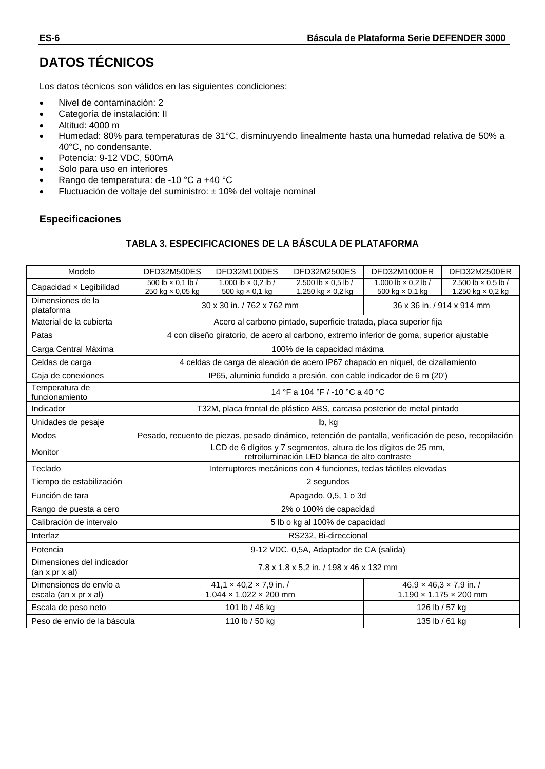# DATOS TÉCNICOS

Los datos técnicos son válidos en las siguientes condiciones:

- Nivel de contaminación: 2
- Categoría de instalación: II
- Altitud: 4000 m
- Humedad: 80% para temperaturas de 31°C, disminuyendo linealmente hasta una humedad relativa de 50% a 40°C, no condensante.
- Potencia: 9-12 VDC, 500mA
- Solo para uso en interiores
- Rango de temperatura: de -10 °C a +40 °C
- Fluctuación de voltaje del suministro: ± 10% del voltaje nominal

### Especificaciones

**TABLA 3. ESPECIFICACIONES DE LA BÁSCULA DE PLATAFORMA**

| Modelo | DFD32M500ES | DFD32M1000ES | DFD32M2500ES | DFD32M1000ER | DFD32M2500ER |
|---|---|---|---|---|---|
| Capacidad × Legibilidad | 500 lb × 0,1 lb / 250 kg × 0,05 kg | 1.000 lb × 0,2 lb / 500 kg × 0,1 kg | 2.500 lb × 0,5 lb / 1.250 kg × 0,2 kg | 1.000 lb × 0,2 lb / 500 kg × 0,1 kg | 2.500 lb × 0,5 lb / 1.250 kg × 0,2 kg |
| Dimensiones de la plataforma | 30 x 30 in. / 762 x 762 mm | | | 36 x 36 in. / 914 x 914 mm | |
| Material de la cubierta | Acero al carbono pintado, superficie tratada, placa superior fija | | | | |
| Patas | 4 con diseño giratorio, de acero al carbono, extremo inferior de goma, superior ajustable | | | | |
| Carga Central Máxima | 100% de la capacidad máxima | | | | |
| Celdas de carga | 4 celdas de carga de aleación de acero IP67 chapado en níquel, de cizallamiento | | | | |
| Caja de conexiones | IP65, aluminio fundido a presión, con cable indicador de 6 m (20') | | | | |
| Temperatura de funcionamiento | 14 °F a 104 °F / -10 °C a 40 °C | | | | |
| Indicador | T32M, placa frontal de plástico ABS, carcasa posterior de metal pintado | | | | |
| Unidades de pesaje | lb, kg | | | | |
| Modos | Pesado, recuento de piezas, pesado dinámico, retención de pantalla, verificación de peso, recopilación | | | | |
| Monitor | LCD de 6 dígitos y 7 segmentos, altura de los dígitos de 25 mm, retroiluminación LED blanca de alto contraste | | | | |
| Teclado | Interruptores mecánicos con 4 funciones, teclas táctiles elevadas | | | | |
| Tiempo de estabilización | 2 segundos | | | | |
| Función de tara | Apagado, 0,5, 1 o 3d | | | | |
| Rango de puesta a cero | 2% o 100% de capacidad | | | | |
| Calibración de intervalo | 5 lb o kg al 100% de capacidad | | | | |
| Interfaz | RS232, Bi-direccional | | | | |
| Potencia | 9-12 VDC, 0,5A, Adaptador de CA (salida) | | | | |
| Dimensiones del indicador (an x pr x al) | 7,8 x 1,8 x 5,2 in. / 198 x 46 x 132 mm | | | | |
| Dimensiones de envío a escala (an x pr x al) | 41,1 × 40,2 × 7,9 in. / 1.044 × 1.022 × 200 mm | | | 46,9 × 46,3 × 7,9 in. / 1.190 × 1.175 × 200 mm | |
| Escala de peso neto | 101 lb / 46 kg | | | 126 lb / 57 kg | |
| Peso de envío de la báscula | 110 lb / 50 kg | | | 135 lb / 61 kg | |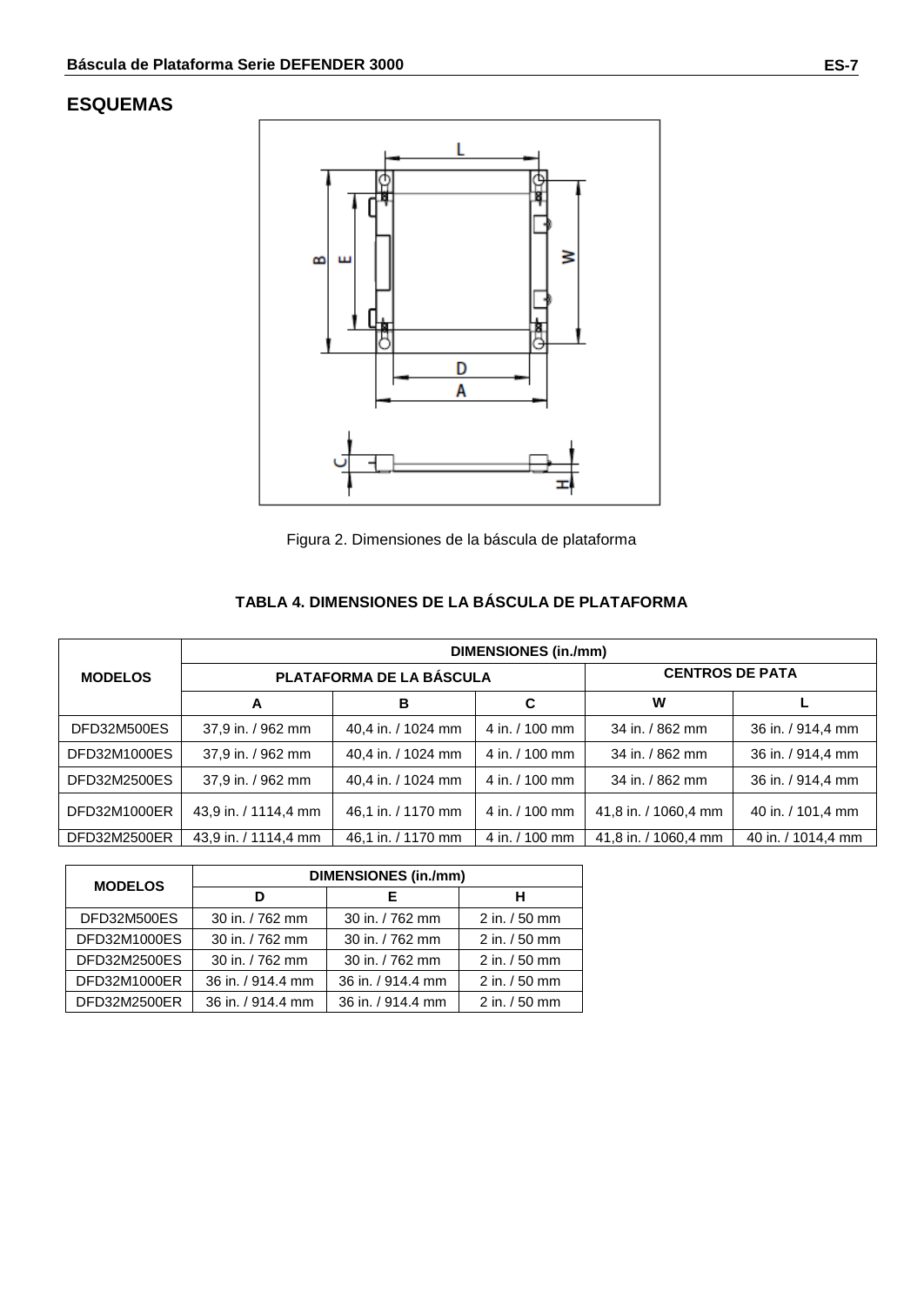## ESQUEMAS

Figura 2. Dimensiones de la báscula de plataforma

**TABLA 4. DIMENSIONES DE LA BÁSCULA DE PLATAFORMA**

| MODELOS | DIMENSIONES (in./mm) | | | | |
|---|---|---|---|---|---|
| | PLATAFORMA DE LA BÁSCULA | | | CENTROS DE PATA | |
| | A | B | C | W | L |
| DFD32M500ES | 37,9 in. / 962 mm | 40,4 in. / 1024 mm | 4 in. / 100 mm | 34 in. / 862 mm | 36 in. / 914,4 mm |
| DFD32M1000ES | 37,9 in. / 962 mm | 40,4 in. / 1024 mm | 4 in. / 100 mm | 34 in. / 862 mm | 36 in. / 914,4 mm |
| DFD32M2500ES | 37,9 in. / 962 mm | 40,4 in. / 1024 mm | 4 in. / 100 mm | 34 in. / 862 mm | 36 in. / 914,4 mm |
| DFD32M1000ER | 43,9 in. / 1114,4 mm | 46,1 in. / 1170 mm | 4 in. / 100 mm | 41,8 in. / 1060,4 mm | 40 in. / 101,4 mm |
| DFD32M2500ER | 43,9 in. / 1114,4 mm | 46,1 in. / 1170 mm | 4 in. / 100 mm | 41,8 in. / 1060,4 mm | 40 in. / 1014,4 mm |

| MODELOS | DIMENSIONES (in./mm) | | |
|---|---|---|---|
| | D | E | H |
| DFD32M500ES | 30 in. / 762 mm | 30 in. / 762 mm | 2 in. / 50 mm |
| DFD32M1000ES | 30 in. / 762 mm | 30 in. / 762 mm | 2 in. / 50 mm |
| DFD32M2500ES | 30 in. / 762 mm | 30 in. / 762 mm | 2 in. / 50 mm |
| DFD32M1000ER | 36 in. / 914.4 mm | 36 in. / 914.4 mm | 2 in. / 50 mm |
| DFD32M2500ER | 36 in. / 914.4 mm | 36 in. / 914.4 mm | 2 in. / 50 mm |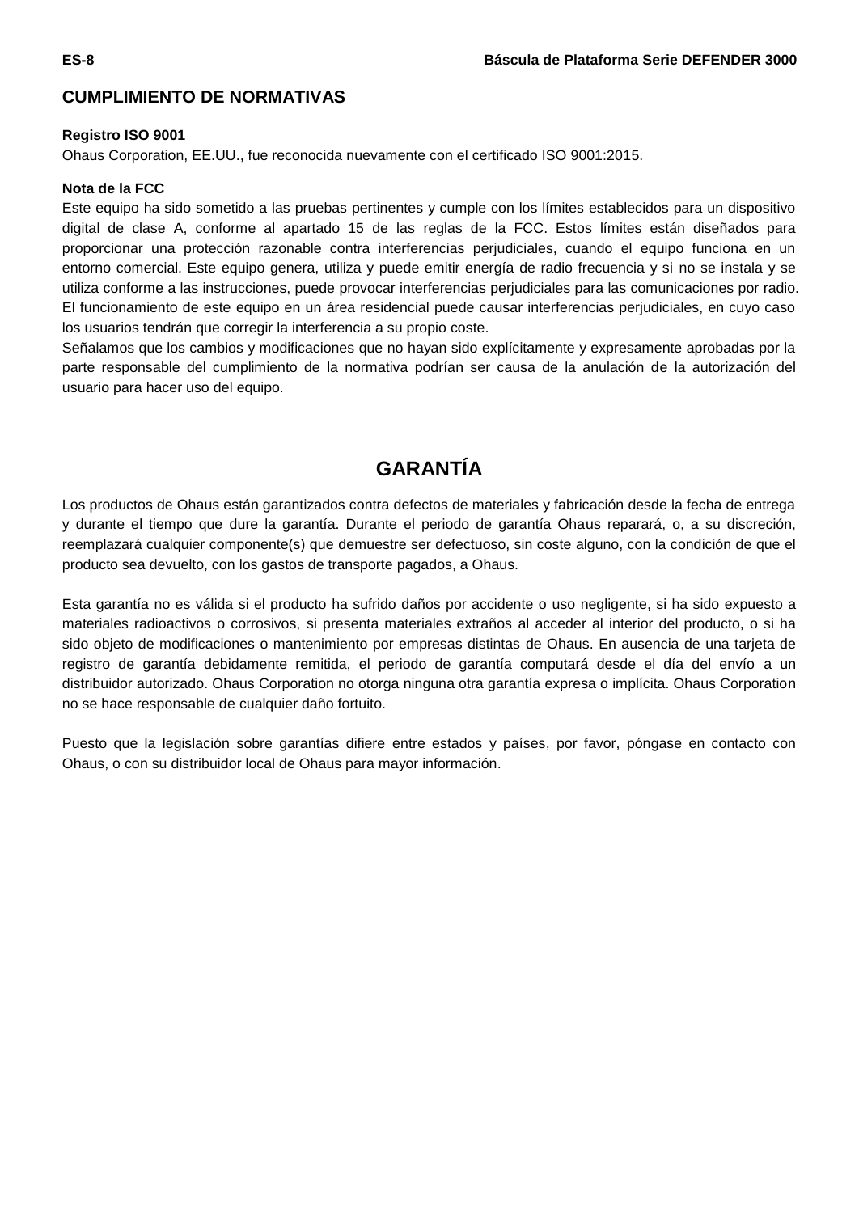## CUMPLIMIENTO DE NORMATIVAS

**Registro ISO 9001**

Ohaus Corporation, EE.UU., fue reconocida nuevamente con el certificado ISO 9001:2015.

**Nota de la FCC**

Este equipo ha sido sometido a las pruebas pertinentes y cumple con los límites establecidos para un dispositivo digital de clase A, conforme al apartado 15 de las reglas de la FCC. Estos límites están diseñados para proporcionar una protección razonable contra interferencias perjudiciales, cuando el equipo funciona en un entorno comercial. Este equipo genera, utiliza y puede emitir energía de radio frecuencia y si no se instala y se utiliza conforme a las instrucciones, puede provocar interferencias perjudiciales para las comunicaciones por radio. El funcionamiento de este equipo en un área residencial puede causar interferencias perjudiciales, en cuyo caso los usuarios tendrán que corregir la interferencia a su propio coste.

Señalamos que los cambios y modificaciones que no hayan sido explícitamente y expresamente aprobadas por la parte responsable del cumplimiento de la normativa podrían ser causa de la anulación de la autorización del usuario para hacer uso del equipo.

# GARANTÍA

Los productos de Ohaus están garantizados contra defectos de materiales y fabricación desde la fecha de entrega y durante el tiempo que dure la garantía. Durante el periodo de garantía Ohaus reparará, o, a su discreción, reemplazará cualquier componente(s) que demuestre ser defectuoso, sin coste alguno, con la condición de que el producto sea devuelto, con los gastos de transporte pagados, a Ohaus.

Esta garantía no es válida si el producto ha sufrido daños por accidente o uso negligente, si ha sido expuesto a materiales radioactivos o corrosivos, si presenta materiales extraños al acceder al interior del producto, o si ha sido objeto de modificaciones o mantenimiento por empresas distintas de Ohaus. En ausencia de una tarjeta de registro de garantía debidamente remitida, el periodo de garantía computará desde el día del envío a un distribuidor autorizado. Ohaus Corporation no otorga ninguna otra garantía expresa o implícita. Ohaus Corporation no se hace responsable de cualquier daño fortuito.

Puesto que la legislación sobre garantías difiere entre estados y países, por favor, póngase en contacto con Ohaus, o con su distribuidor local de Ohaus para mayor información.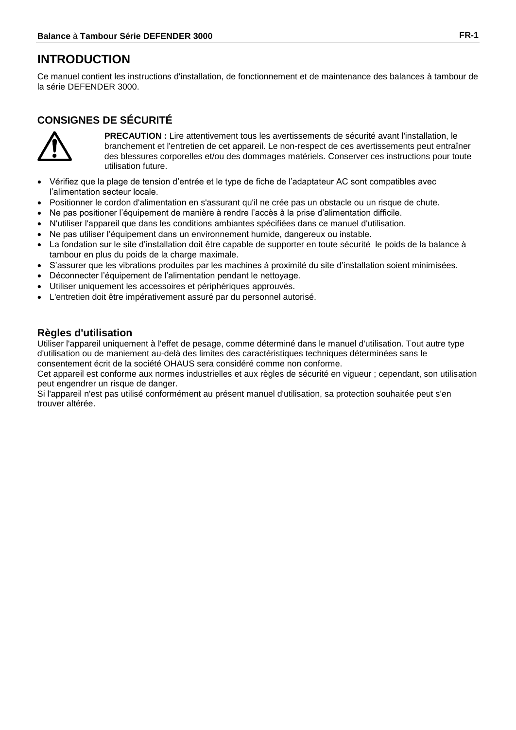# INTRODUCTION

Ce manuel contient les instructions d'installation, de fonctionnement et de maintenance des balances à tambour de la série DEFENDER 3000.

## CONSIGNES DE SÉCURITÉ

**PRECAUTION :** Lire attentivement tous les avertissements de sécurité avant l'installation, le branchement et l'entretien de cet appareil. Le non-respect de ces avertissements peut entraîner des blessures corporelles et/ou des dommages matériels. Conserver ces instructions pour toute utilisation future.

- Vérifiez que la plage de tension d'entrée et le type de fiche de l'adaptateur AC sont compatibles avec l'alimentation secteur locale.
- Positionner le cordon d'alimentation en s'assurant qu'il ne crée pas un obstacle ou un risque de chute.
- Ne pas positionner l'équipement de manière à rendre l'accès à la prise d'alimentation difficile.
- N'utiliser l'appareil que dans les conditions ambiantes spécifiées dans ce manuel d'utilisation.
- Ne pas utiliser l'équipement dans un environnement humide, dangereux ou instable.
- La fondation sur le site d'installation doit être capable de supporter en toute sécurité le poids de la balance à tambour en plus du poids de la charge maximale.
- S'assurer que les vibrations produites par les machines à proximité du site d'installation soient minimisées.
- Déconnecter l'équipement de l'alimentation pendant le nettoyage.
- Utiliser uniquement les accessoires et périphériques approuvés.
- L'entretien doit être impérativement assuré par du personnel autorisé.

### Règles d'utilisation

Utiliser l'appareil uniquement à l'effet de pesage, comme déterminé dans le manuel d'utilisation. Tout autre type d'utilisation ou de maniement au-delà des limites des caractéristiques techniques déterminées sans le consentement écrit de la société OHAUS sera considéré comme non conforme.
Cet appareil est conforme aux normes industrielles et aux règles de sécurité en vigueur ; cependant, son utilisation peut engendrer un risque de danger.
Si l'appareil n'est pas utilisé conformément au présent manuel d'utilisation, sa protection souhaitée peut s'en trouver altérée.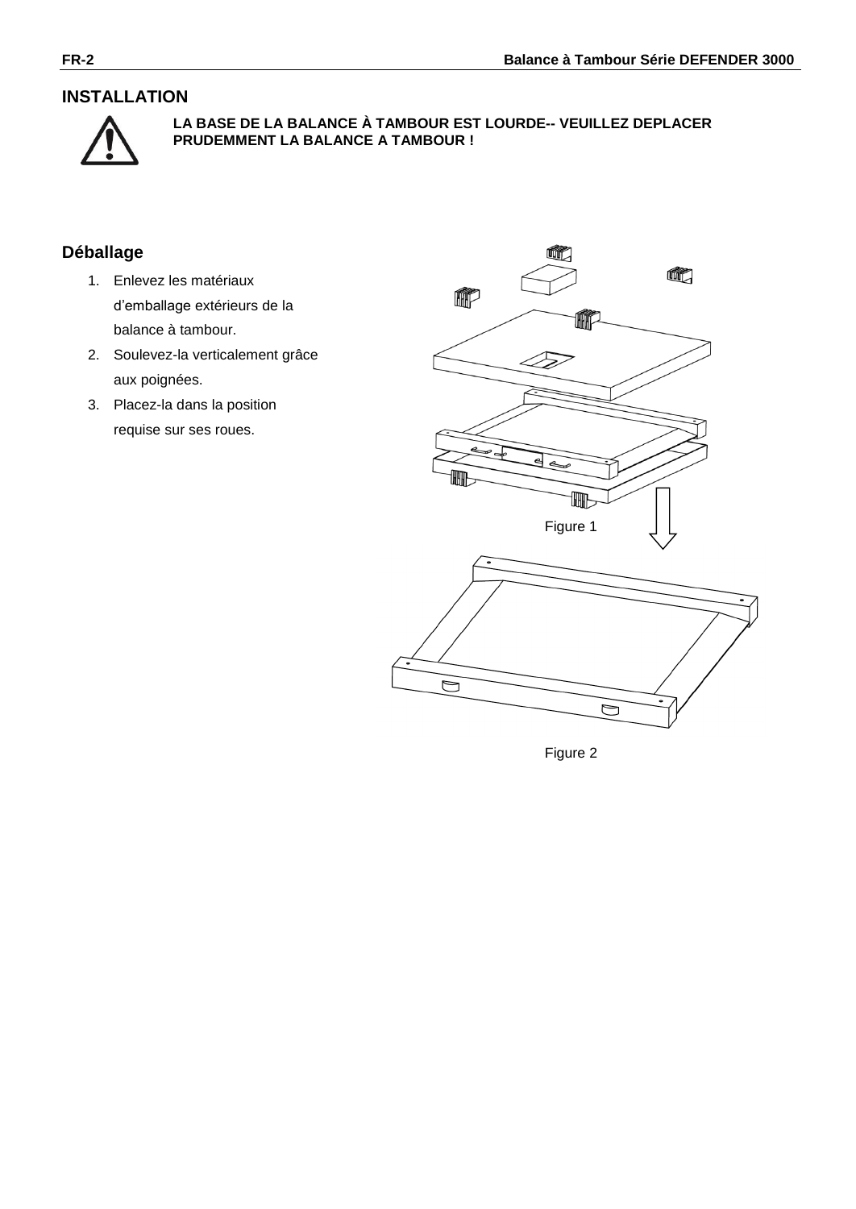## INSTALLATION

**LA BASE DE LA BALANCE À TAMBOUR EST LOURDE-- VEUILLEZ DEPLACER PRUDEMMENT LA BALANCE A TAMBOUR !**

### Déballage

1. Enlevez les matériaux d'emballage extérieurs de la balance à tambour.
2. Soulevez-la verticalement grâce aux poignées.
3. Placez-la dans la position requise sur ses roues.

Figure 1

Figure 2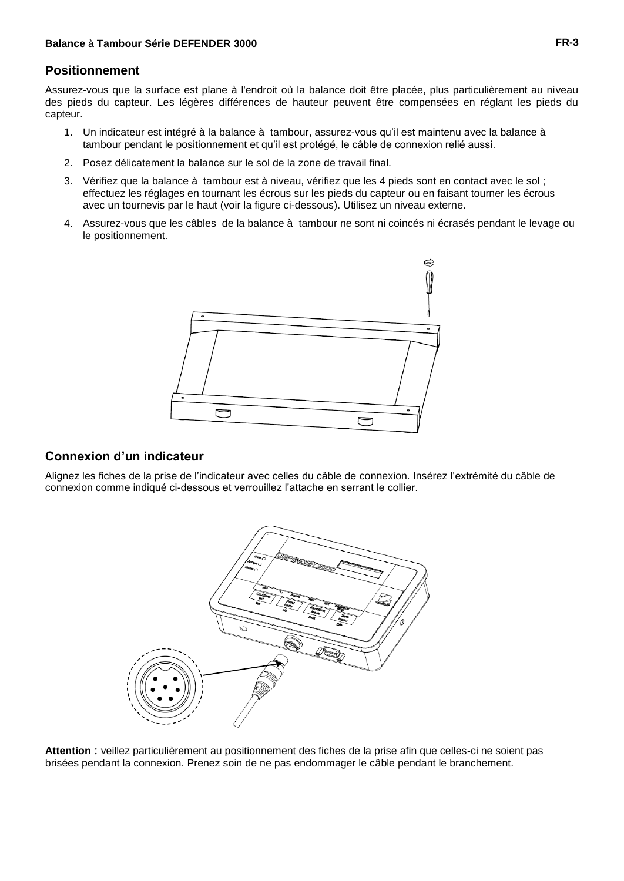## Positionnement

Assurez-vous que la surface est plane à l'endroit où la balance doit être placée, plus particulièrement au niveau des pieds du capteur. Les légères différences de hauteur peuvent être compensées en réglant les pieds du capteur.

1. Un indicateur est intégré à la balance à tambour, assurez-vous qu'il est maintenu avec la balance à tambour pendant le positionnement et qu'il est protégé, le câble de connexion relié aussi.
2. Posez délicatement la balance sur le sol de la zone de travail final.
3. Vérifiez que la balance à tambour est à niveau, vérifiez que les 4 pieds sont en contact avec le sol ; effectuez les réglages en tournant les écrous sur les pieds du capteur ou en faisant tourner les écrous avec un tournevis par le haut (voir la figure ci-dessous). Utilisez un niveau externe.
4. Assurez-vous que les câbles de la balance à tambour ne sont ni coincés ni écrasés pendant le levage ou le positionnement.

## Connexion d'un indicateur

Alignez les fiches de la prise de l'indicateur avec celles du câble de connexion. Insérez l'extrémité du câble de connexion comme indiqué ci-dessous et verrouillez l'attache en serrant le collier.

**Attention** : veillez particulièrement au positionnement des fiches de la prise afin que celles-ci ne soient pas brisées pendant la connexion. Prenez soin de ne pas endommager le câble pendant le branchement.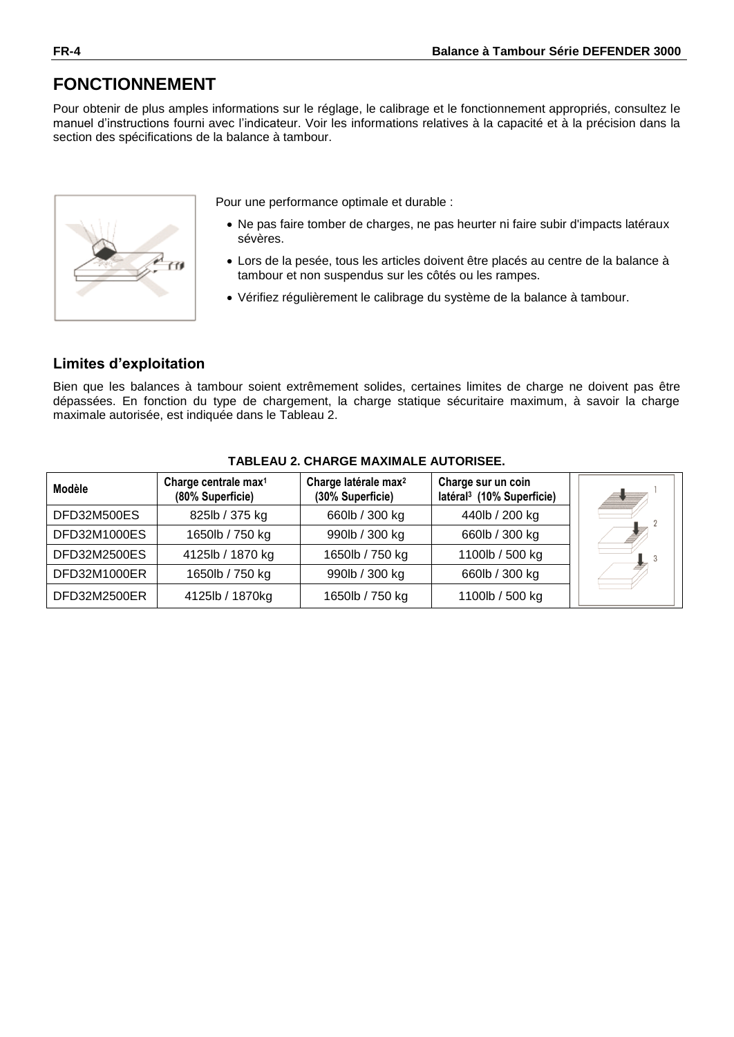## FONCTIONNEMENT

Pour obtenir de plus amples informations sur le réglage, le calibrage et le fonctionnement appropriés, consultez le manuel d'instructions fourni avec l'indicateur. Voir les informations relatives à la capacité et à la précision dans la section des spécifications de la balance à tambour.

Pour une performance optimale et durable :

- Ne pas faire tomber de charges, ne pas heurter ni faire subir d'impacts latéraux sévères.
- Lors de la pesée, tous les articles doivent être placés au centre de la balance à tambour et non suspendus sur les côtés ou les rampes.
- Vérifiez régulièrement le calibrage du système de la balance à tambour.

### Limites d'exploitation

Bien que les balances à tambour soient extrêmement solides, certaines limites de charge ne doivent pas être dépassées. En fonction du type de chargement, la charge statique sécuritaire maximum, à savoir la charge maximale autorisée, est indiquée dans le Tableau 2.

**TABLEAU 2. CHARGE MAXIMALE AUTORISEE.**

| Modèle | Charge centrale max[1] (80% Superficie) | Charge latérale max[2] (30% Superficie) | Charge sur un coin latéral[3] (10% Superficie) |
|---|---|---|---|
| DFD32M500ES | 825lb / 375 kg | 660lb / 300 kg | 440lb / 200 kg |
| DFD32M1000ES | 1650lb / 750 kg | 990lb / 300 kg | 660lb / 300 kg |
| DFD32M2500ES | 4125lb / 1870 kg | 1650lb / 750 kg | 1100lb / 500 kg |
| DFD32M1000ER | 1650lb / 750 kg | 990lb / 300 kg | 660lb / 300 kg |
| DFD32M2500ER | 4125lb / 1870kg | 1650lb / 750 kg | 1100lb / 500 kg |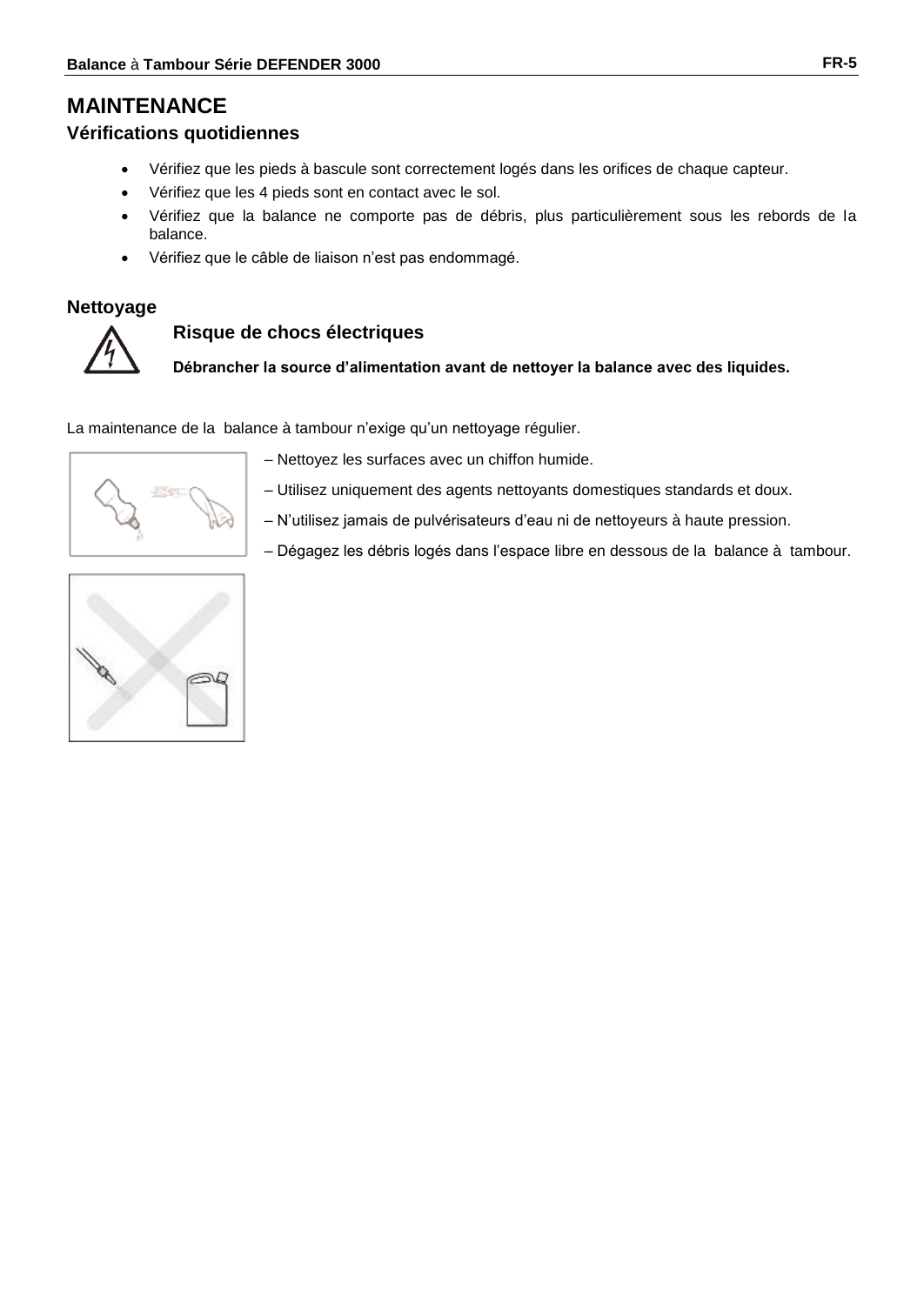# MAINTENANCE

## Vérifications quotidiennes

- Vérifiez que les pieds à bascule sont correctement logés dans les orifices de chaque capteur.
- Vérifiez que les 4 pieds sont en contact avec le sol.
- Vérifiez que la balance ne comporte pas de débris, plus particulièrement sous les rebords de la balance.
- Vérifiez que le câble de liaison n'est pas endommagé.

## Nettoyage

### Risque de chocs électriques

**Débrancher la source d'alimentation avant de nettoyer la balance avec des liquides.**

La maintenance de la balance à tambour n'exige qu'un nettoyage régulier.

– Nettoyez les surfaces avec un chiffon humide.

– Utilisez uniquement des agents nettoyants domestiques standards et doux.

– N'utilisez jamais de pulvérisateurs d'eau ni de nettoyeurs à haute pression.

– Dégagez les débris logés dans l'espace libre en dessous de la balance à tambour.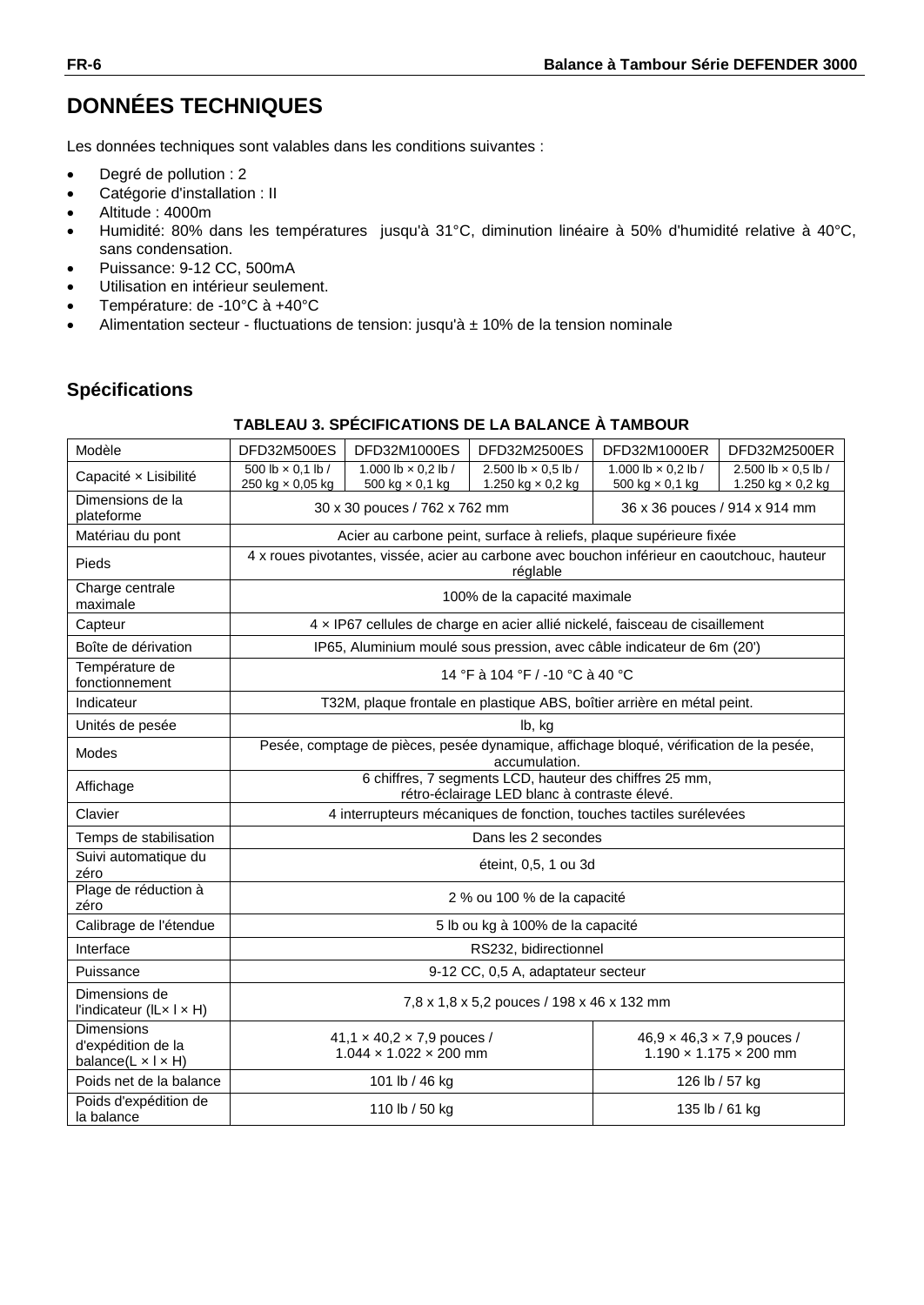# DONNÉES TECHNIQUES

Les données techniques sont valables dans les conditions suivantes :

- Degré de pollution : 2
- Catégorie d'installation : II
- Altitude : 4000m
- Humidité: 80% dans les températures jusqu'à 31°C, diminution linéaire à 50% d'humidité relative à 40°C, sans condensation.
- Puissance: 9-12 CC, 500mA
- Utilisation en intérieur seulement.
- Température: de -10°C à +40°C
- Alimentation secteur - fluctuations de tension: jusqu'à ± 10% de la tension nominale

## Spécifications

**TABLEAU 3. SPÉCIFICATIONS DE LA BALANCE À TAMBOUR**

| Modèle | DFD32M500ES | DFD32M1000ES | DFD32M2500ES | DFD32M1000ER | DFD32M2500ER |
|---|---|---|---|---|---|
| Capacité × Lisibilité | 500 lb × 0,1 lb / 250 kg × 0,05 kg | 1.000 lb × 0,2 lb / 500 kg × 0,1 kg | 2.500 lb × 0,5 lb / 1.250 kg × 0,2 kg | 1.000 lb × 0,2 lb / 500 kg × 0,1 kg | 2.500 lb × 0,5 lb / 1.250 kg × 0,2 kg |
| Dimensions de la plateforme | 30 x 30 pouces / 762 x 762 mm | | | 36 x 36 pouces / 914 x 914 mm | |
| Matériau du pont | Acier au carbone peint, surface à reliefs, plaque supérieure fixée | | | | |
| Pieds | 4 x roues pivotantes, vissée, acier au carbone avec bouchon inférieur en caoutchouc, hauteur réglable | | | | |
| Charge centrale maximale | 100% de la capacité maximale | | | | |
| Capteur | 4 × IP67 cellules de charge en acier allié nickelé, faisceau de cisaillement | | | | |
| Boîte de dérivation | IP65, Aluminium moulé sous pression, avec câble indicateur de 6m (20') | | | | |
| Température de fonctionnement | 14 °F à 104 °F / -10 °C à 40 °C | | | | |
| Indicateur | T32M, plaque frontale en plastique ABS, boîtier arrière en métal peint. | | | | |
| Unités de pesée | lb, kg | | | | |
| Modes | Pesée, comptage de pièces, pesée dynamique, affichage bloqué, vérification de la pesée, accumulation. | | | | |
| Affichage | 6 chiffres, 7 segments LCD, hauteur des chiffres 25 mm, rétro-éclairage LED blanc à contraste élevé. | | | | |
| Clavier | 4 interrupteurs mécaniques de fonction, touches tactiles surélevées | | | | |
| Temps de stabilisation | Dans les 2 secondes | | | | |
| Suivi automatique du zéro | éteint, 0,5, 1 ou 3d | | | | |
| Plage de réduction à zéro | 2 % ou 100 % de la capacité | | | | |
| Calibrage de l'étendue | 5 lb ou kg à 100% de la capacité | | | | |
| Interface | RS232, bidirectionnel | | | | |
| Puissance | 9-12 CC, 0,5 A, adaptateur secteur | | | | |
| Dimensions de l'indicateur (lL× l × H) | 7,8 x 1,8 x 5,2 pouces / 198 x 46 x 132 mm | | | | |
| Dimensions d'expédition de la balance(L × l × H) | 41,1 × 40,2 × 7,9 pouces / 1.044 × 1.022 × 200 mm | | | 46,9 × 46,3 × 7,9 pouces / 1.190 × 1.175 × 200 mm | |
| Poids net de la balance | 101 lb / 46 kg | | | 126 lb / 57 kg | |
| Poids d'expédition de la balance | 110 lb / 50 kg | | | 135 lb / 61 kg | |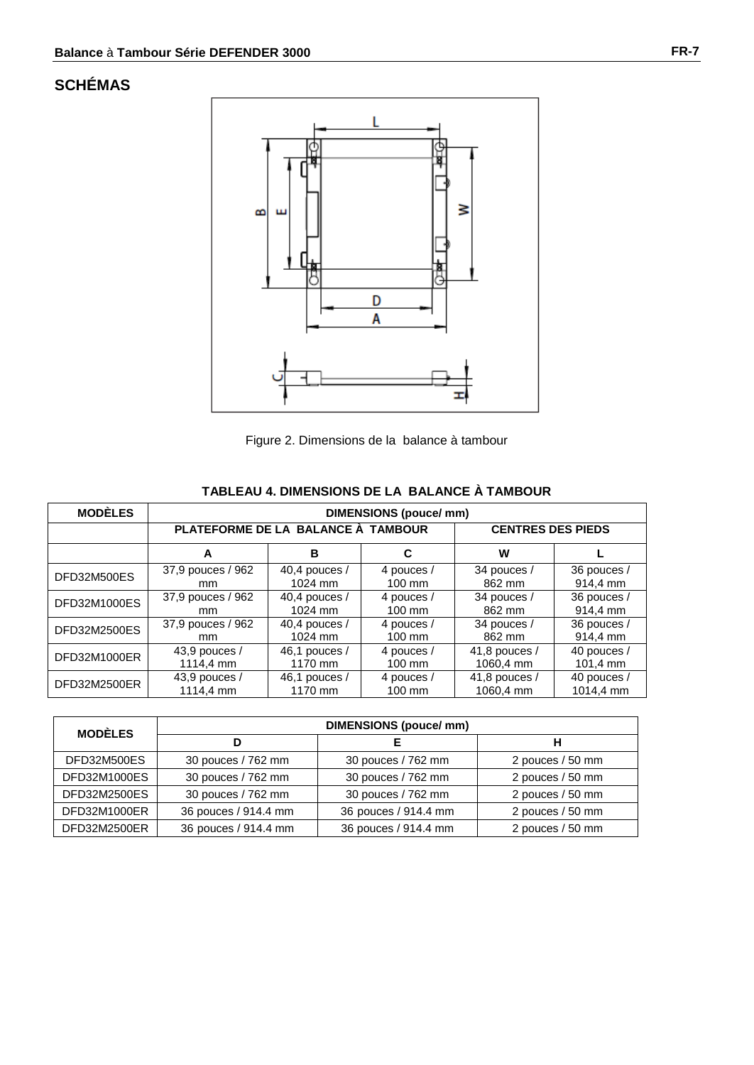## SCHÉMAS

Figure 2. Dimensions de la balance à tambour

**TABLEAU 4. DIMENSIONS DE LA BALANCE À TAMBOUR**

| MODÈLES | DIMENSIONS (pouce/ mm) | | | | |
|---|---|---|---|---|---|
| | PLATEFORME DE LA BALANCE À TAMBOUR | | | CENTRES DES PIEDS | |
| | A | B | C | W | L |
| DFD32M500ES | 37,9 pouces / 962 mm | 40,4 pouces / 1024 mm | 4 pouces / 100 mm | 34 pouces / 862 mm | 36 pouces / 914,4 mm |
| DFD32M1000ES | 37,9 pouces / 962 mm | 40,4 pouces / 1024 mm | 4 pouces / 100 mm | 34 pouces / 862 mm | 36 pouces / 914,4 mm |
| DFD32M2500ES | 37,9 pouces / 962 mm | 40,4 pouces / 1024 mm | 4 pouces / 100 mm | 34 pouces / 862 mm | 36 pouces / 914,4 mm |
| DFD32M1000ER | 43,9 pouces / 1114,4 mm | 46,1 pouces / 1170 mm | 4 pouces / 100 mm | 41,8 pouces / 1060,4 mm | 40 pouces / 101,4 mm |
| DFD32M2500ER | 43,9 pouces / 1114,4 mm | 46,1 pouces / 1170 mm | 4 pouces / 100 mm | 41,8 pouces / 1060,4 mm | 40 pouces / 1014,4 mm |

| MODÈLES | DIMENSIONS (pouce/ mm) | | |
|---|---|---|---|
| | D | E | H |
| DFD32M500ES | 30 pouces / 762 mm | 30 pouces / 762 mm | 2 pouces / 50 mm |
| DFD32M1000ES | 30 pouces / 762 mm | 30 pouces / 762 mm | 2 pouces / 50 mm |
| DFD32M2500ES | 30 pouces / 762 mm | 30 pouces / 762 mm | 2 pouces / 50 mm |
| DFD32M1000ER | 36 pouces / 914.4 mm | 36 pouces / 914.4 mm | 2 pouces / 50 mm |
| DFD32M2500ER | 36 pouces / 914.4 mm | 36 pouces / 914.4 mm | 2 pouces / 50 mm |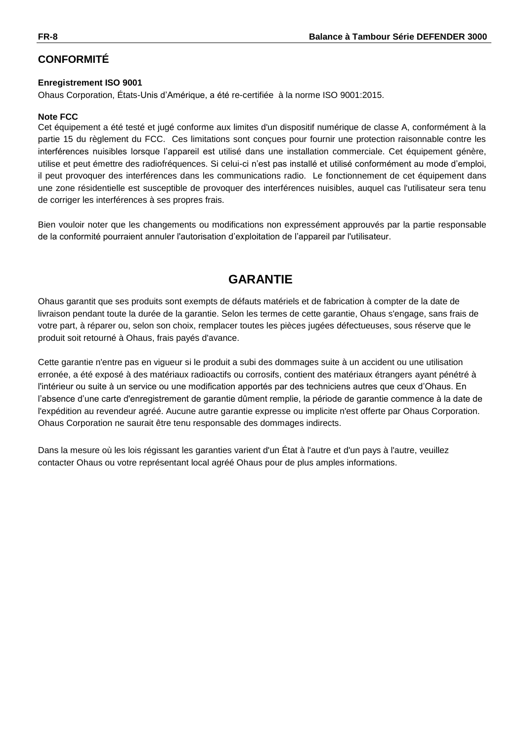## CONFORMITÉ

**Enregistrement ISO 9001**

Ohaus Corporation, États-Unis d'Amérique, a été re-certifiée à la norme ISO 9001:2015.

**Note FCC**

Cet équipement a été testé et jugé conforme aux limites d'un dispositif numérique de classe A, conformément à la partie 15 du règlement du FCC. Ces limitations sont conçues pour fournir une protection raisonnable contre les interférences nuisibles lorsque l'appareil est utilisé dans une installation commerciale. Cet équipement génère, utilise et peut émettre des radiofréquences. Si celui-ci n'est pas installé et utilisé conformément au mode d'emploi, il peut provoquer des interférences dans les communications radio. Le fonctionnement de cet équipement dans une zone résidentielle est susceptible de provoquer des interférences nuisibles, auquel cas l'utilisateur sera tenu de corriger les interférences à ses propres frais.

Bien vouloir noter que les changements ou modifications non expressément approuvés par la partie responsable de la conformité pourraient annuler l'autorisation d'exploitation de l'appareil par l'utilisateur.

# GARANTIE

Ohaus garantit que ses produits sont exempts de défauts matériels et de fabrication à compter de la date de livraison pendant toute la durée de la garantie. Selon les termes de cette garantie, Ohaus s'engage, sans frais de votre part, à réparer ou, selon son choix, remplacer toutes les pièces jugées défectueuses, sous réserve que le produit soit retourné à Ohaus, frais payés d'avance.

Cette garantie n'entre pas en vigueur si le produit a subi des dommages suite à un accident ou une utilisation erronée, a été exposé à des matériaux radioactifs ou corrosifs, contient des matériaux étrangers ayant pénétré à l'intérieur ou suite à un service ou une modification apportés par des techniciens autres que ceux d'Ohaus. En l'absence d'une carte d'enregistrement de garantie dûment remplie, la période de garantie commence à la date de l'expédition au revendeur agréé. Aucune autre garantie expresse ou implicite n'est offerte par Ohaus Corporation. Ohaus Corporation ne saurait être tenu responsable des dommages indirects.

Dans la mesure où les lois régissant les garanties varient d'un État à l'autre et d'un pays à l'autre, veuillez contacter Ohaus ou votre représentant local agréé Ohaus pour de plus amples informations.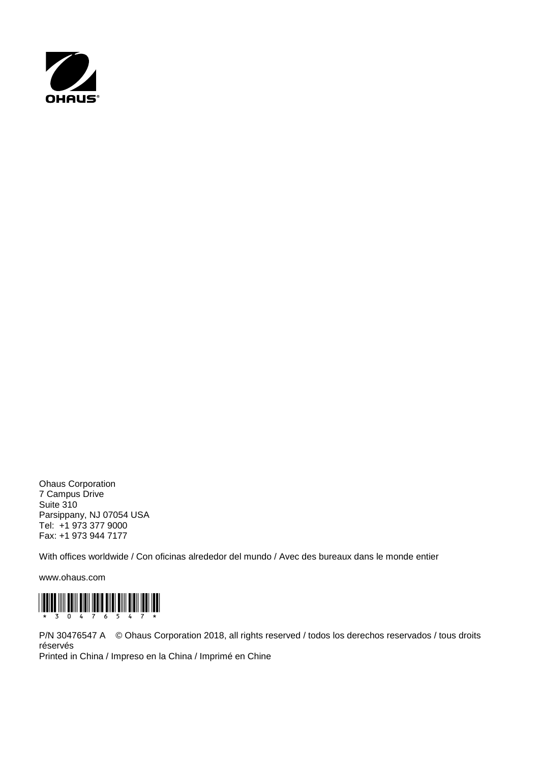OHAUS®

Ohaus Corporation
7 Campus Drive
Suite 310
Parsippany, NJ 07054 USA
Tel: +1 973 377 9000
Fax: +1 973 944 7177

With offices worldwide / Con oficinas alrededor del mundo / Avec des bureaux dans le monde entier

www.ohaus.com

*30476547*

P/N 30476547 A © Ohaus Corporation 2018, all rights reserved / todos los derechos reservados / tous droits réservés
Printed in China / Impreso en la China / Imprimé en Chine